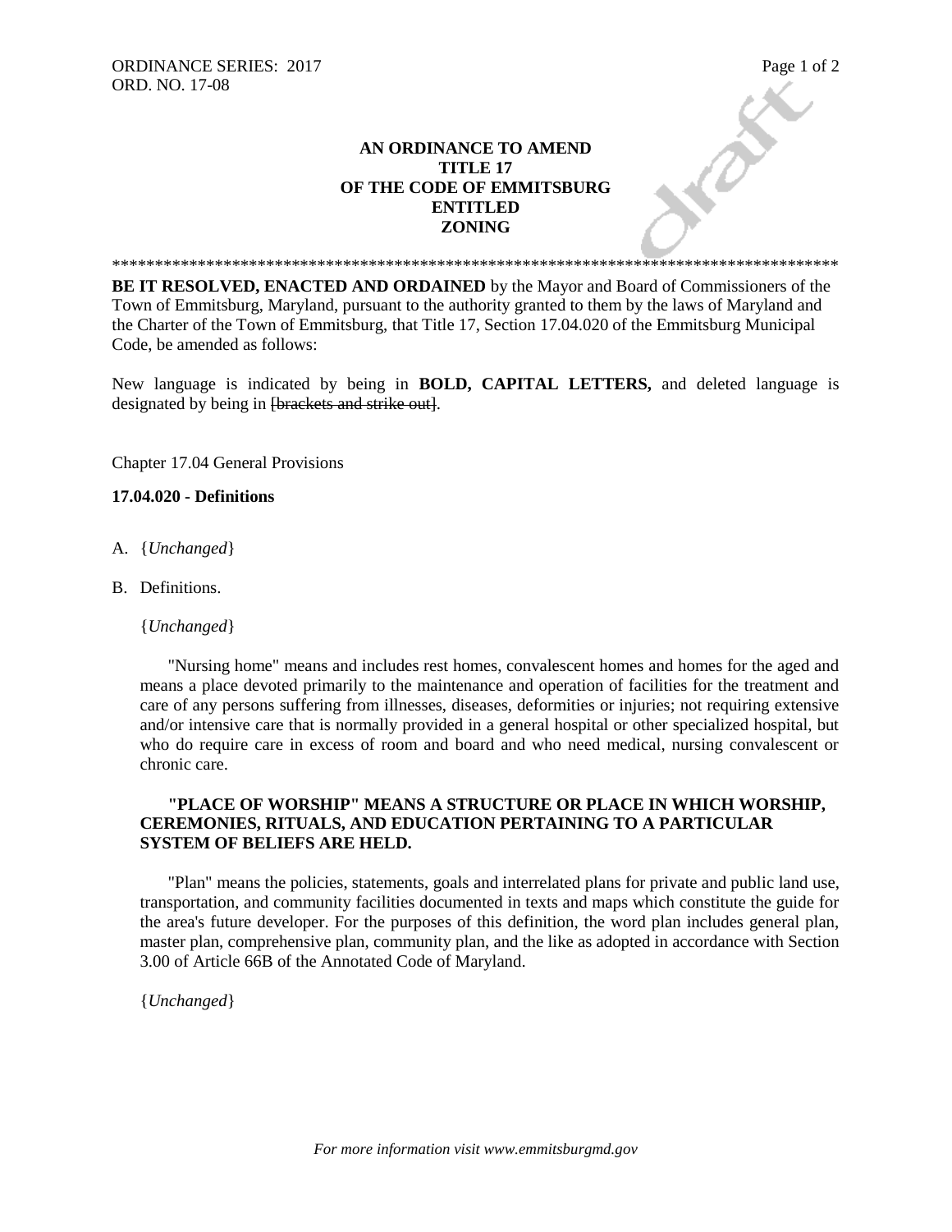ORDINANCE SERIES: 2017
ORD. NO. 17-08

**AN ORDINANCE TO AMEND**
**TITLE 17**
**OF THE CODE OF EMMITSBURG**
**ENTITLED**
**ZONING**

\*\*\*\*\*\*\*\*\*\*\*\*\*\*\*\*\*\*\*\*\*\*\*\*\*\*\*\*\*\*\*\*\*\*\*\*\*\*\*\*\*\*\*\*\*\*\*\*\*\*\*\*\*\*\*\*\*\*\*\*\*\*\*\*\*\*\*\*\*\*\*\*\*\*\*\*\*\*\*\*\*\*\*\*\*\*

**BE IT RESOLVED, ENACTED AND ORDAINED** by the Mayor and Board of Commissioners of the Town of Emmitsburg, Maryland, pursuant to the authority granted to them by the laws of Maryland and the Charter of the Town of Emmitsburg, that Title 17, Section 17.04.020 of the Emmitsburg Municipal Code, be amended as follows:

New language is indicated by being in **BOLD, CAPITAL LETTERS,** and deleted language is designated by being in ~~[brackets and strike out]~~.

Chapter 17.04 General Provisions

**17.04.020 - Definitions**

A. {*Unchanged*}

B. Definitions.

{*Unchanged*}

"Nursing home" means and includes rest homes, convalescent homes and homes for the aged and means a place devoted primarily to the maintenance and operation of facilities for the treatment and care of any persons suffering from illnesses, diseases, deformities or injuries; not requiring extensive and/or intensive care that is normally provided in a general hospital or other specialized hospital, but who do require care in excess of room and board and who need medical, nursing convalescent or chronic care.

**"PLACE OF WORSHIP" MEANS A STRUCTURE OR PLACE IN WHICH WORSHIP, CEREMONIES, RITUALS, AND EDUCATION PERTAINING TO A PARTICULAR SYSTEM OF BELIEFS ARE HELD.**

"Plan" means the policies, statements, goals and interrelated plans for private and public land use, transportation, and community facilities documented in texts and maps which constitute the guide for the area's future developer. For the purposes of this definition, the word plan includes general plan, master plan, comprehensive plan, community plan, and the like as adopted in accordance with Section 3.00 of Article 66B of the Annotated Code of Maryland.

{*Unchanged*}

*For more information visit www.emmitsburgmd.gov*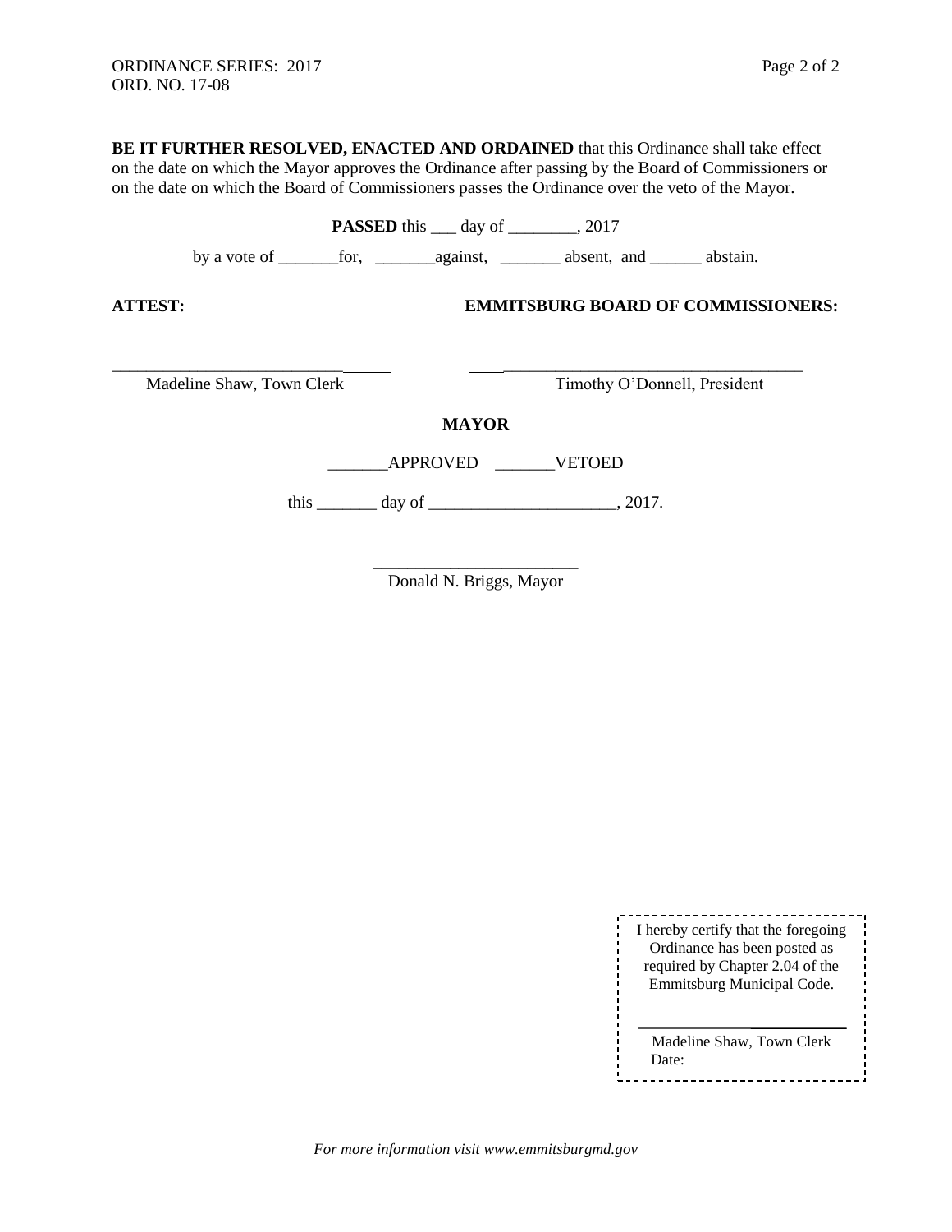**BE IT FURTHER RESOLVED, ENACTED AND ORDAINED** that this Ordinance shall take effect on the date on which the Mayor approves the Ordinance after passing by the Board of Commissioners or on the date on which the Board of Commissioners passes the Ordinance over the veto of the Mayor.

**PASSED** this ___ day of ________, 2017

by a vote of _______for, _______against, _______ absent, and ______ abstain.

**ATTEST:** **EMMITSBURG BOARD OF COMMISSIONERS:**

__________________________________
Madeline Shaw, Town Clerk

__________________________________________
Timothy O'Donnell, President

**MAYOR**

_______APPROVED _______VETOED

this _______ day of ______________________, 2017.

________________________
Donald N. Briggs, Mayor

I hereby certify that the foregoing Ordinance has been posted as required by Chapter 2.04 of the Emmitsburg Municipal Code.

__________________________
Madeline Shaw, Town Clerk
Date:

*For more information visit www.emmitsburgmd.gov*